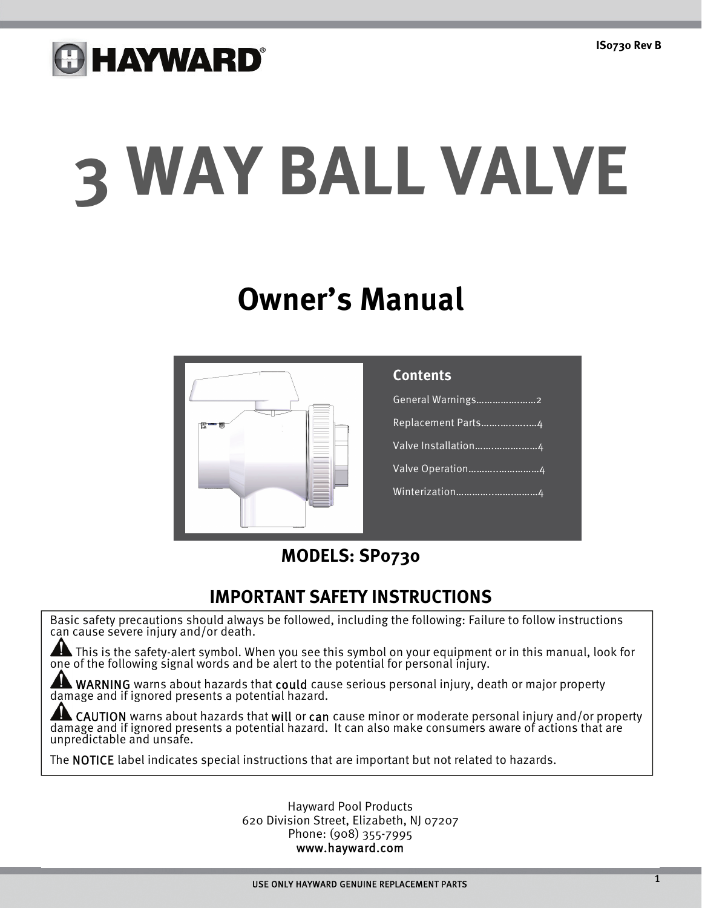IS0730 Rev B

# 3 WAY BALL VALVE

## Owner's Manual

**Contents**

General Warnings.....................2

Replacement Parts.....................4

Valve Installation.....................4

Valve Operation.....................4

Winterization.....................4

### MODELS: SP0730

### IMPORTANT SAFETY INSTRUCTIONS

Basic safety precautions should always be followed, including the following: Failure to follow instructions can cause severe injury and/or death.

⚠ This is the safety-alert symbol. When you see this symbol on your equipment or in this manual, look for one of the following signal words and be alert to the potential for personal injury.

⚠ WARNING warns about hazards that could cause serious personal injury, death or major property damage and if ignored presents a potential hazard.

⚠ CAUTION warns about hazards that will or can cause minor or moderate personal injury and/or property damage and if ignored presents a potential hazard. It can also make consumers aware of actions that are unpredictable and unsafe.

The NOTICE label indicates special instructions that are important but not related to hazards.

Hayward Pool Products
620 Division Street, Elizabeth, NJ 07207
Phone: (908) 355-7995
www.hayward.com

USE ONLY HAYWARD GENUINE REPLACEMENT PARTS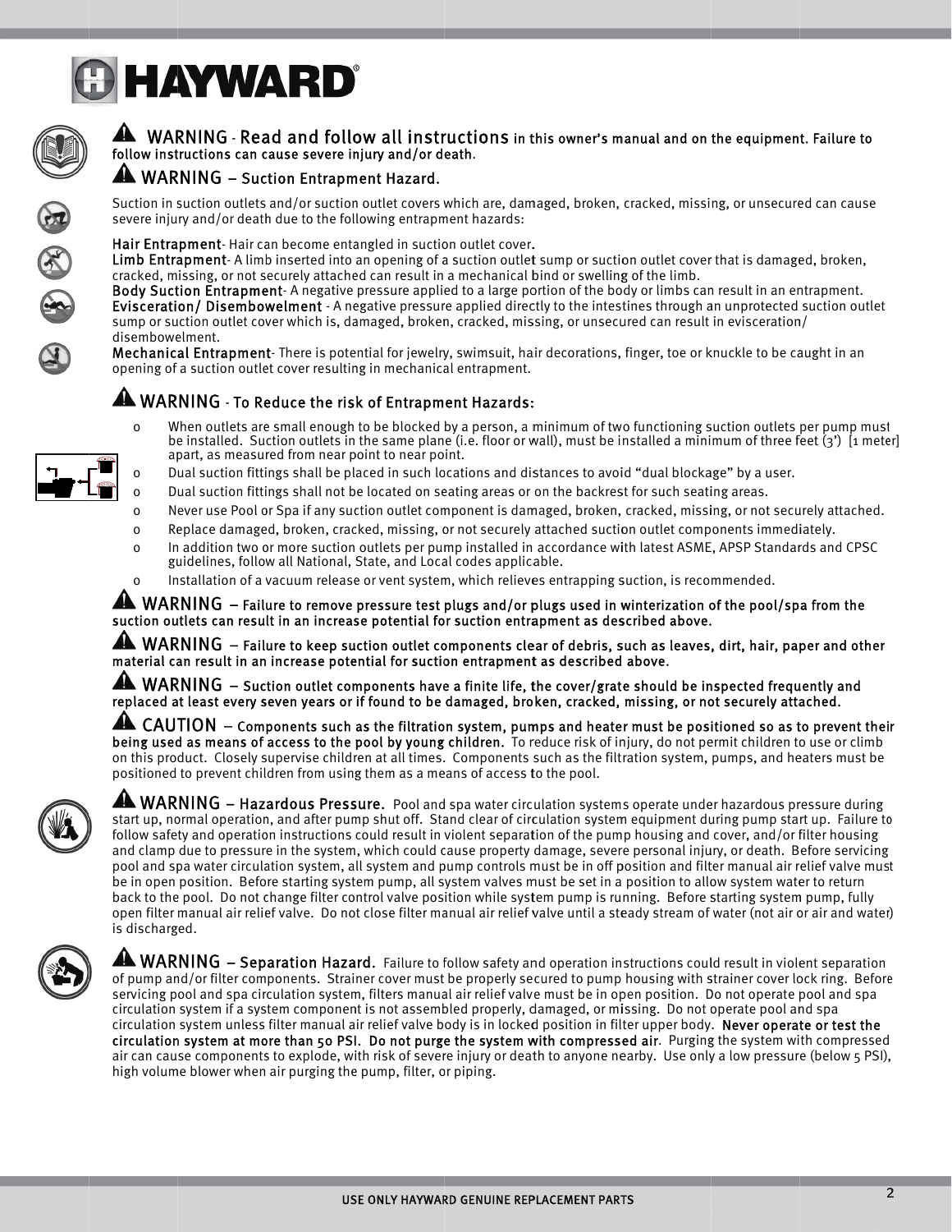⚠ **WARNING** - **Read and follow all instructions** in this owner's manual and on the equipment. Failure to follow instructions can cause severe injury and/or death.

⚠ **WARNING** – **Suction Entrapment Hazard.**

Suction in suction outlets and/or suction outlet covers which are, damaged, broken, cracked, missing, or unsecured can cause severe injury and/or death due to the following entrapment hazards:

**Hair Entrapment**- Hair can become entangled in suction outlet cover.
**Limb Entrapment**- A limb inserted into an opening of a suction outlet sump or suction outlet cover that is damaged, broken, cracked, missing, or not securely attached can result in a mechanical bind or swelling of the limb.
**Body Suction Entrapment**- A negative pressure applied to a large portion of the body or limbs can result in an entrapment.
**Evisceration/ Disembowelment** - A negative pressure applied directly to the intestines through an unprotected suction outlet sump or suction outlet cover which is, damaged, broken, cracked, missing, or unsecured can result in evisceration/ disembowelment.
**Mechanical Entrapment**- There is potential for jewelry, swimsuit, hair decorations, finger, toe or knuckle to be caught in an opening of a suction outlet cover resulting in mechanical entrapment.

⚠ **WARNING** - **To Reduce the risk of Entrapment Hazards:**

- When outlets are small enough to be blocked by a person, a minimum of two functioning suction outlets per pump must be installed. Suction outlets in the same plane (i.e. floor or wall), must be installed a minimum of three feet (3') [1 meter] apart, as measured from near point to near point.
- Dual suction fittings shall be placed in such locations and distances to avoid "dual blockage" by a user.
- Dual suction fittings shall not be located on seating areas or on the backrest for such seating areas.
- Never use Pool or Spa if any suction outlet component is damaged, broken, cracked, missing, or not securely attached.
- Replace damaged, broken, cracked, missing, or not securely attached suction outlet components immediately.
- In addition two or more suction outlets per pump installed in accordance with latest ASME, APSP Standards and CPSC guidelines, follow all National, State, and Local codes applicable.
- Installation of a vacuum release or vent system, which relieves entrapping suction, is recommended.

⚠ **WARNING** – **Failure to remove pressure test plugs and/or plugs used in winterization of the pool/spa from the suction outlets can result in an increase potential for suction entrapment as described above.**

⚠ **WARNING** – **Failure to keep suction outlet components clear of debris, such as leaves, dirt, hair, paper and other material can result in an increase potential for suction entrapment as described above.**

⚠ **WARNING** – **Suction outlet components have a finite life, the cover/grate should be inspected frequently and replaced at least every seven years or if found to be damaged, broken, cracked, missing, or not securely attached.**

⚠ **CAUTION** – **Components such as the filtration system, pumps and heater must be positioned so as to prevent their being used as means of access to the pool by young children.** To reduce risk of injury, do not permit children to use or climb on this product. Closely supervise children at all times. Components such as the filtration system, pumps, and heaters must be positioned to prevent children from using them as a means of access to the pool.

⚠ **WARNING** – **Hazardous Pressure.** Pool and spa water circulation systems operate under hazardous pressure during start up, normal operation, and after pump shut off. Stand clear of circulation system equipment during pump start up. Failure to follow safety and operation instructions could result in violent separation of the pump housing and cover, and/or filter housing and clamp due to pressure in the system, which could cause property damage, severe personal injury, or death. Before servicing pool and spa water circulation system, all system and pump controls must be in off position and filter manual air relief valve must be in open position. Before starting system pump, all system valves must be set in a position to allow system water to return back to the pool. Do not change filter control valve position while system pump is running. Before starting system pump, fully open filter manual air relief valve. Do not close filter manual air relief valve until a steady stream of water (not air or air and water) is discharged.

⚠ **WARNING** – **Separation Hazard.** Failure to follow safety and operation instructions could result in violent separation of pump and/or filter components. Strainer cover must be properly secured to pump housing with strainer cover lock ring. Before servicing pool and spa circulation system, filters manual air relief valve must be in open position. Do not operate pool and spa circulation system if a system component is not assembled properly, damaged, or missing. Do not operate pool and spa circulation system unless filter manual air relief valve body is in locked position in filter upper body. **Never operate or test the circulation system at more than 50 PSI. Do not purge the system with compressed air**. Purging the system with compressed air can cause components to explode, with risk of severe injury or death to anyone nearby. Use only a low pressure (below 5 PSI), high volume blower when air purging the pump, filter, or piping.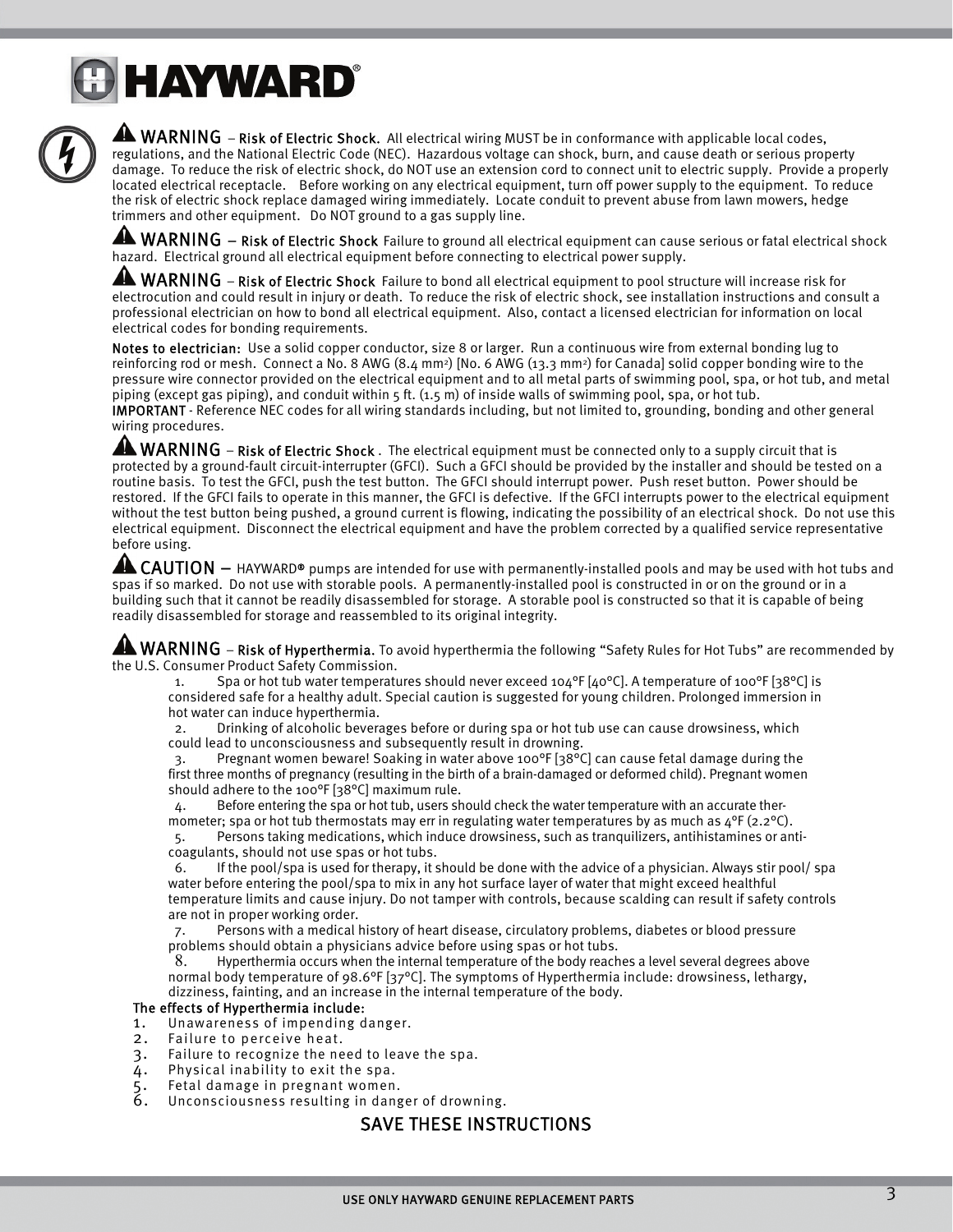**⚠ WARNING – Risk of Electric Shock.** All electrical wiring MUST be in conformance with applicable local codes, regulations, and the National Electric Code (NEC). Hazardous voltage can shock, burn, and cause death or serious property damage. To reduce the risk of electric shock, do NOT use an extension cord to connect unit to electric supply. Provide a properly located electrical receptacle. Before working on any electrical equipment, turn off power supply to the equipment. To reduce the risk of electric shock replace damaged wiring immediately. Locate conduit to prevent abuse from lawn mowers, hedge trimmers and other equipment. Do NOT ground to a gas supply line.

**⚠ WARNING – Risk of Electric Shock** Failure to ground all electrical equipment can cause serious or fatal electrical shock hazard. Electrical ground all electrical equipment before connecting to electrical power supply.

**⚠ WARNING – Risk of Electric Shock** Failure to bond all electrical equipment to pool structure will increase risk for electrocution and could result in injury or death. To reduce the risk of electric shock, see installation instructions and consult a professional electrician on how to bond all electrical equipment. Also, contact a licensed electrician for information on local electrical codes for bonding requirements.

**Notes to electrician:** Use a solid copper conductor, size 8 or larger. Run a continuous wire from external bonding lug to reinforcing rod or mesh. Connect a No. 8 AWG (8.4 $mm^2$) [No. 6 AWG (13.3 $mm^2$) for Canada] solid copper bonding wire to the pressure wire connector provided on the electrical equipment and to all metal parts of swimming pool, spa, or hot tub, and metal piping (except gas piping), and conduit within 5 ft. (1.5 m) of inside walls of swimming pool, spa, or hot tub.
**IMPORTANT** - Reference NEC codes for all wiring standards including, but not limited to, grounding, bonding and other general wiring procedures.

**⚠ WARNING – Risk of Electric Shock .** The electrical equipment must be connected only to a supply circuit that is protected by a ground-fault circuit-interrupter (GFCI). Such a GFCI should be provided by the installer and should be tested on a routine basis. To test the GFCI, push the test button. The GFCI should interrupt power. Push reset button. Power should be restored. If the GFCI fails to operate in this manner, the GFCI is defective. If the GFCI interrupts power to the electrical equipment without the test button being pushed, a ground current is flowing, indicating the possibility of an electrical shock. Do not use this electrical equipment. Disconnect the electrical equipment and have the problem corrected by a qualified service representative before using.

**⚠ CAUTION –** HAYWARD® pumps are intended for use with permanently-installed pools and may be used with hot tubs and spas if so marked. Do not use with storable pools. A permanently-installed pool is constructed in or on the ground or in a building such that it cannot be readily disassembled for storage. A storable pool is constructed so that it is capable of being readily disassembled for storage and reassembled to its original integrity.

**⚠ WARNING – Risk of Hyperthermia.** To avoid hyperthermia the following "Safety Rules for Hot Tubs" are recommended by the U.S. Consumer Product Safety Commission.

1. Spa or hot tub water temperatures should never exceed 104°F [40°C]. A temperature of 100°F [38°C] is considered safe for a healthy adult. Special caution is suggested for young children. Prolonged immersion in hot water can induce hyperthermia.
2. Drinking of alcoholic beverages before or during spa or hot tub use can cause drowsiness, which could lead to unconsciousness and subsequently result in drowning.
3. Pregnant women beware! Soaking in water above 100°F [38°C] can cause fetal damage during the first three months of pregnancy (resulting in the birth of a brain-damaged or deformed child). Pregnant women should adhere to the 100°F [38°C] maximum rule.
4. Before entering the spa or hot tub, users should check the water temperature with an accurate thermometer; spa or hot tub thermostats may err in regulating water temperatures by as much as 4°F (2.2°C).
5. Persons taking medications, which induce drowsiness, such as tranquilizers, antihistamines or anti-coagulants, should not use spas or hot tubs.
6. If the pool/spa is used for therapy, it should be done with the advice of a physician. Always stir pool/ spa water before entering the pool/spa to mix in any hot surface layer of water that might exceed healthful temperature limits and cause injury. Do not tamper with controls, because scalding can result if safety controls are not in proper working order.
7. Persons with a medical history of heart disease, circulatory problems, diabetes or blood pressure problems should obtain a physicians advice before using spas or hot tubs.
8. Hyperthermia occurs when the internal temperature of the body reaches a level several degrees above normal body temperature of 98.6°F [37°C]. The symptoms of Hyperthermia include: drowsiness, lethargy, dizziness, fainting, and an increase in the internal temperature of the body.

**The effects of Hyperthermia include:**

1. Unawareness of impending danger.
2. Failure to perceive heat.
3. Failure to recognize the need to leave the spa.
4. Physical inability to exit the spa.
5. Fetal damage in pregnant women.
6. Unconsciousness resulting in danger of drowning.

**SAVE THESE INSTRUCTIONS**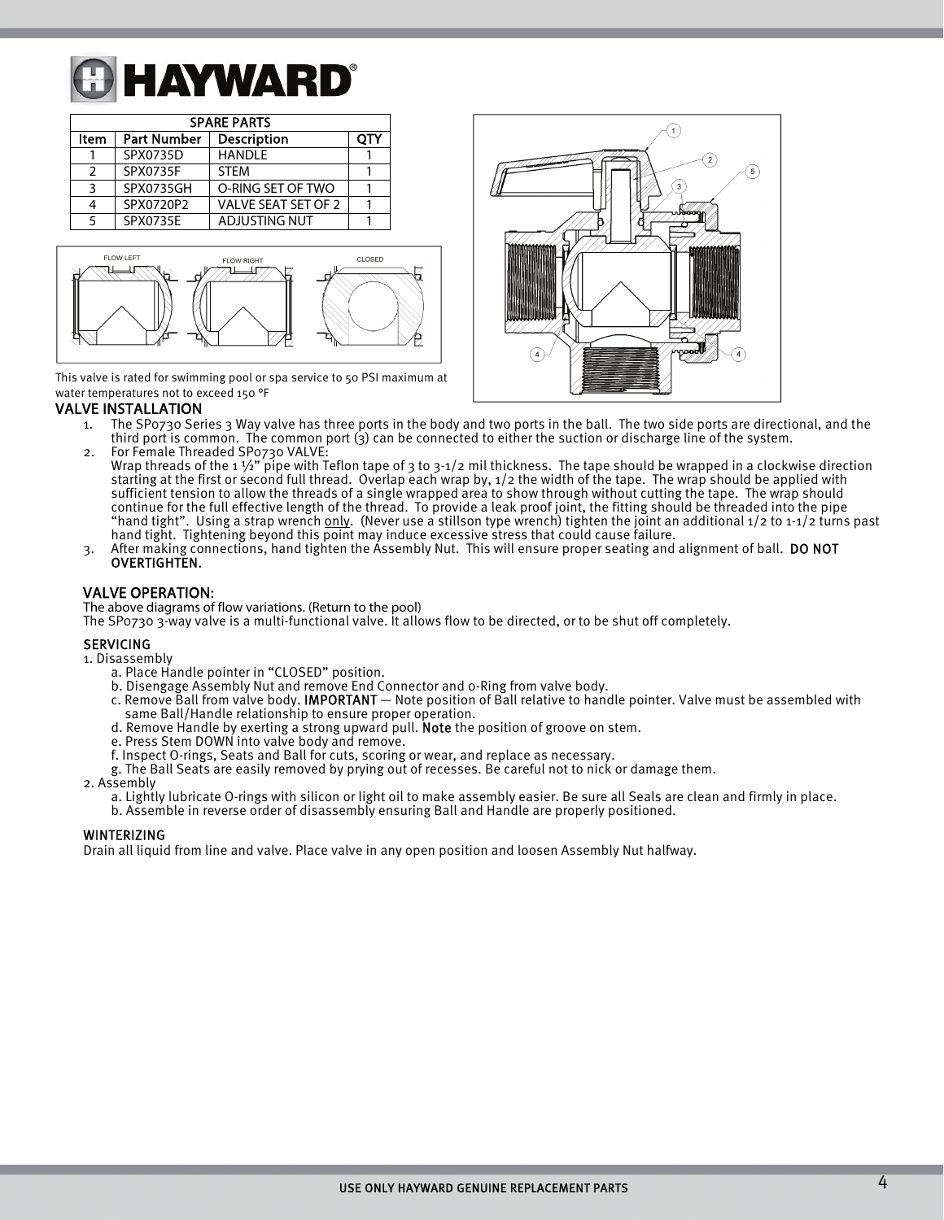# HAYWARD

| SPARE PARTS | | | |
|---|---|---|---|
| **Item** | **Part Number** | **Description** | **QTY** |
| 1 | SPX0735D | HANDLE | 1 |
| 2 | SPX0735F | STEM | 1 |
| 3 | SPX0735GH | O-RING SET OF TWO | 1 |
| 4 | SPX0720P2 | VALVE SEAT SET OF 2 | 1 |
| 5 | SPX0735E | ADJUSTING NUT | 1 |

FLOW LEFT

FLOW RIGHT

CLOSED

This valve is rated for swimming pool or spa service to 50 PSI maximum at water temperatures not to exceed 150 °F

## VALVE INSTALLATION

1. The SP0730 Series 3 Way valve has three ports in the body and two ports in the ball. The two side ports are directional, and the third port is common. The common port (3) can be connected to either the suction or discharge line of the system.
2. For Female Threaded SP0730 VALVE:
   Wrap threads of the 1 ½" pipe with Teflon tape of 3 to 3-1/2 mil thickness. The tape should be wrapped in a clockwise direction starting at the first or second full thread. Overlap each wrap by, 1/2 the width of the tape. The wrap should be applied with sufficient tension to allow the threads of a single wrapped area to show through without cutting the tape. The wrap should continue for the full effective length of the thread. To provide a leak proof joint, the fitting should be threaded into the pipe "hand tight". Using a strap wrench only. (Never use a stillson type wrench) tighten the joint an additional 1/2 to 1-1/2 turns past hand tight. Tightening beyond this point may induce excessive stress that could cause failure.
3. After making connections, hand tighten the Assembly Nut. This will ensure proper seating and alignment of ball. **DO NOT OVERTIGHTEN**.

## VALVE OPERATION:

The above diagrams of flow variations. (Return to the pool)

The SP0730 3-way valve is a multi-functional valve. It allows flow to be directed, or to be shut off completely.

## SERVICING

1. Disassembly
   a. Place Handle pointer in "CLOSED" position.
   b. Disengage Assembly Nut and remove End Connector and o-Ring from valve body.
   c. Remove Ball from valve body. **IMPORTANT** — Note position of Ball relative to handle pointer. Valve must be assembled with same Ball/Handle relationship to ensure proper operation.
   d. Remove Handle by exerting a strong upward pull. **Note** the position of groove on stem.
   e. Press Stem DOWN into valve body and remove.
   f. Inspect O-rings, Seats and Ball for cuts, scoring or wear, and replace as necessary.
   g. The Ball Seats are easily removed by prying out of recesses. Be careful not to nick or damage them.
2. Assembly
   a. Lightly lubricate O-rings with silicon or light oil to make assembly easier. Be sure all Seals are clean and firmly in place.
   b. Assemble in reverse order of disassembly ensuring Ball and Handle are properly positioned.

## WINTERIZING

Drain all liquid from line and valve. Place valve in any open position and loosen Assembly Nut halfway.

USE ONLY HAYWARD GENUINE REPLACEMENT PARTS